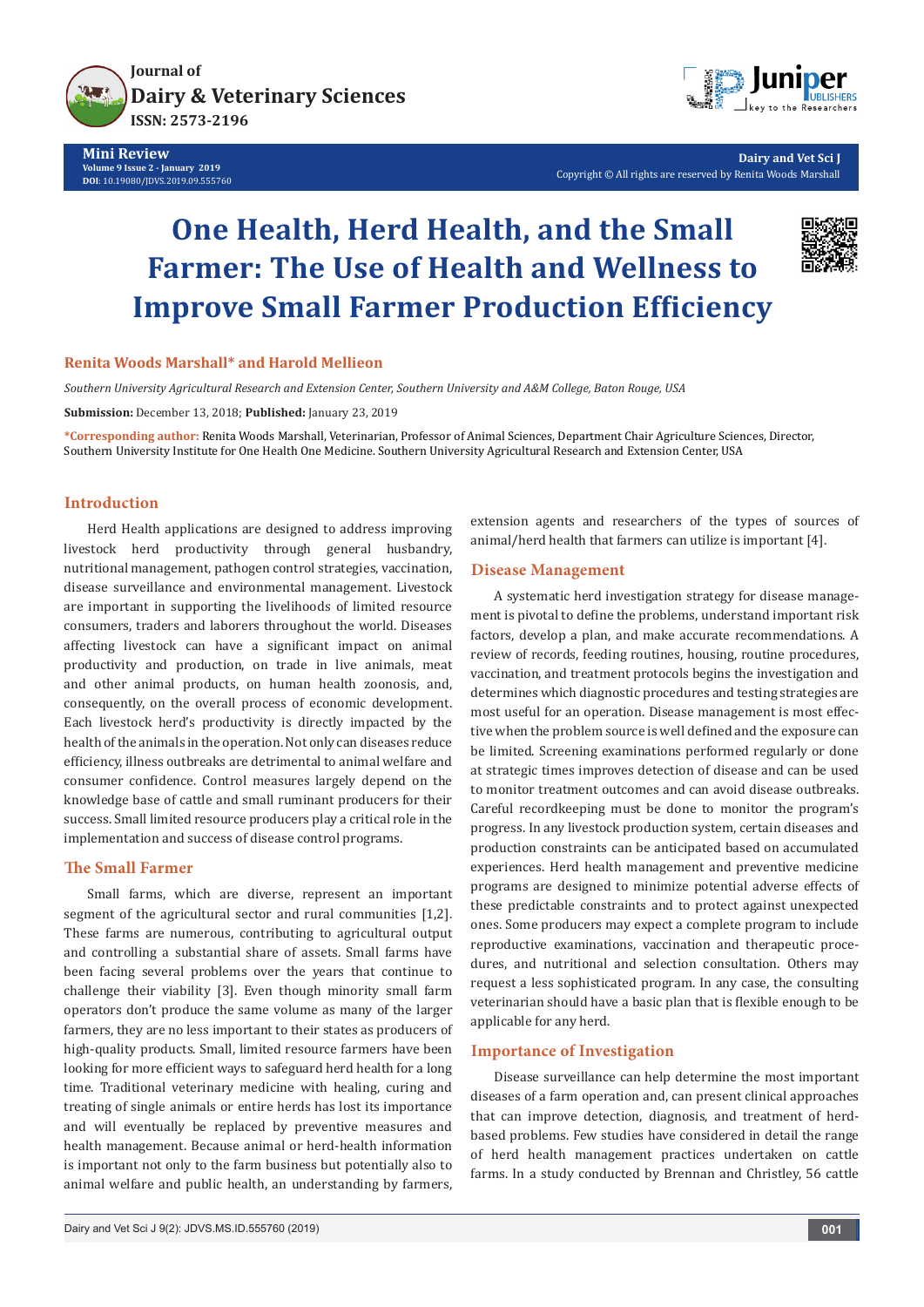Mini Review
Volume 9 Issue 2 - January 2019
DOI: 10.19080/JDVS.2019.09.555760

Copyright © All rights are reserved by Renita Woods Marshall

# One Health, Herd Health, and the Small Farmer: The Use of Health and Wellness to Improve Small Farmer Production Efficiency

**Renita Woods Marshall* and Harold Mellieon**

*Southern University Agricultural Research and Extension Center, Southern University and A&M College, Baton Rouge, USA*

**Submission:** December 13, 2018; **Published:** January 23, 2019

***Corresponding author:** Renita Woods Marshall, Veterinarian, Professor of Animal Sciences, Department Chair Agriculture Sciences, Director, Southern University Institute for One Health One Medicine. Southern University Agricultural Research and Extension Center, USA

## Introduction

Herd Health applications are designed to address improving livestock herd productivity through general husbandry, nutritional management, pathogen control strategies, vaccination, disease surveillance and environmental management. Livestock are important in supporting the livelihoods of limited resource consumers, traders and laborers throughout the world. Diseases affecting livestock can have a significant impact on animal productivity and production, on trade in live animals, meat and other animal products, on human health zoonosis, and, consequently, on the overall process of economic development. Each livestock herd's productivity is directly impacted by the health of the animals in the operation. Not only can diseases reduce efficiency, illness outbreaks are detrimental to animal welfare and consumer confidence. Control measures largely depend on the knowledge base of cattle and small ruminant producers for their success. Small limited resource producers play a critical role in the implementation and success of disease control programs.

## The Small Farmer

Small farms, which are diverse, represent an important segment of the agricultural sector and rural communities [1,2]. These farms are numerous, contributing to agricultural output and controlling a substantial share of assets. Small farms have been facing several problems over the years that continue to challenge their viability [3]. Even though minority small farm operators don't produce the same volume as many of the larger farmers, they are no less important to their states as producers of high-quality products. Small, limited resource farmers have been looking for more efficient ways to safeguard herd health for a long time. Traditional veterinary medicine with healing, curing and treating of single animals or entire herds has lost its importance and will eventually be replaced by preventive measures and health management. Because animal or herd-health information is important not only to the farm business but potentially also to animal welfare and public health, an understanding by farmers, extension agents and researchers of the types of sources of animal/herd health that farmers can utilize is important [4].

## Disease Management

A systematic herd investigation strategy for disease management is pivotal to define the problems, understand important risk factors, develop a plan, and make accurate recommendations. A review of records, feeding routines, housing, routine procedures, vaccination, and treatment protocols begins the investigation and determines which diagnostic procedures and testing strategies are most useful for an operation. Disease management is most effective when the problem source is well defined and the exposure can be limited. Screening examinations performed regularly or done at strategic times improves detection of disease and can be used to monitor treatment outcomes and can avoid disease outbreaks. Careful recordkeeping must be done to monitor the program's progress. In any livestock production system, certain diseases and production constraints can be anticipated based on accumulated experiences. Herd health management and preventive medicine programs are designed to minimize potential adverse effects of these predictable constraints and to protect against unexpected ones. Some producers may expect a complete program to include reproductive examinations, vaccination and therapeutic procedures, and nutritional and selection consultation. Others may request a less sophisticated program. In any case, the consulting veterinarian should have a basic plan that is flexible enough to be applicable for any herd.

## Importance of Investigation

Disease surveillance can help determine the most important diseases of a farm operation and, can present clinical approaches that can improve detection, diagnosis, and treatment of herd-based problems. Few studies have considered in detail the range of herd health management practices undertaken on cattle farms. In a study conducted by Brennan and Christley, 56 cattle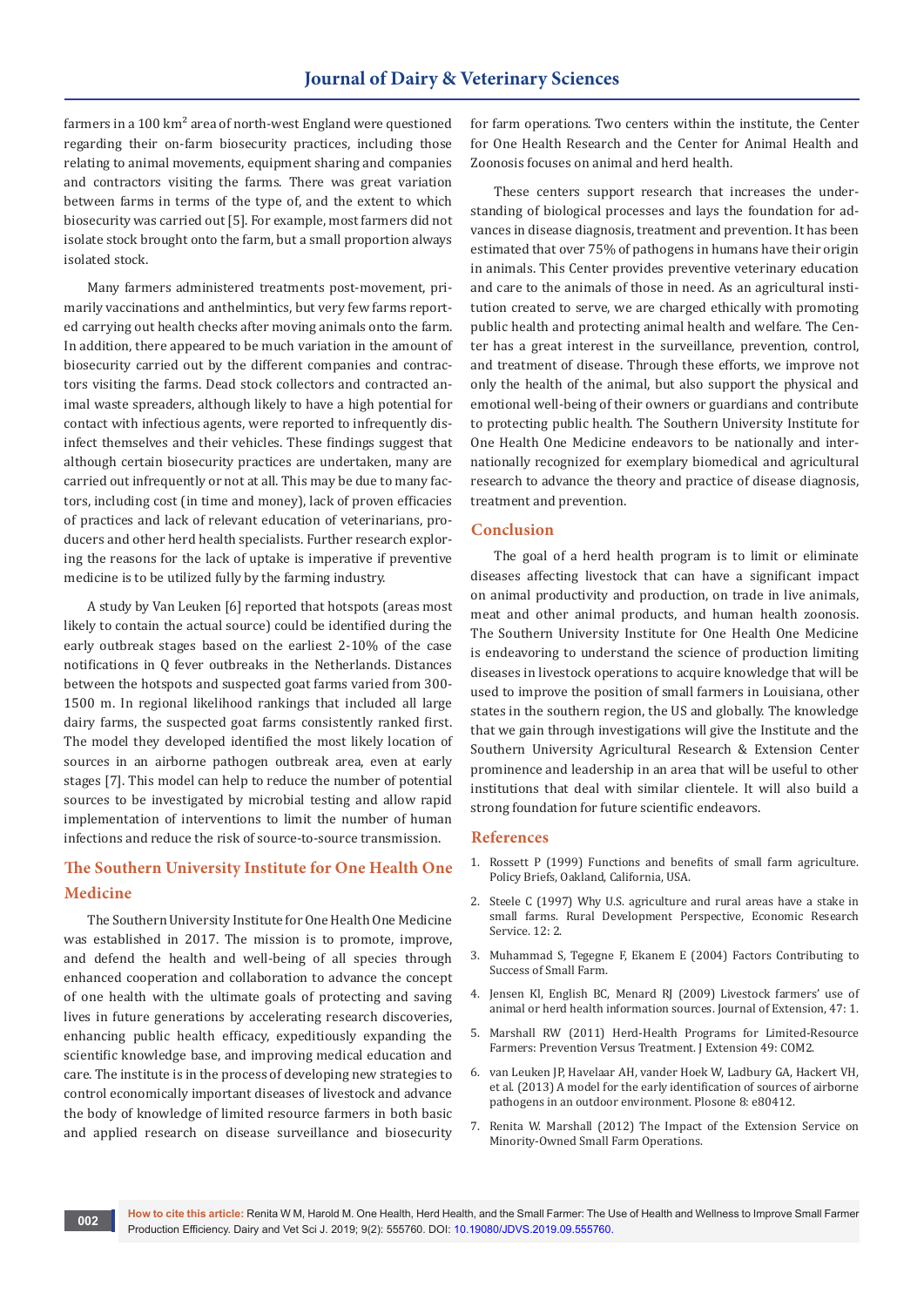farmers in a 100 km$^2$ area of north-west England were questioned regarding their on-farm biosecurity practices, including those relating to animal movements, equipment sharing and companies and contractors visiting the farms. There was great variation between farms in terms of the type of, and the extent to which biosecurity was carried out [5]. For example, most farmers did not isolate stock brought onto the farm, but a small proportion always isolated stock.

Many farmers administered treatments post-movement, primarily vaccinations and anthelmintics, but very few farms reported carrying out health checks after moving animals onto the farm. In addition, there appeared to be much variation in the amount of biosecurity carried out by the different companies and contractors visiting the farms. Dead stock collectors and contracted animal waste spreaders, although likely to have a high potential for contact with infectious agents, were reported to infrequently disinfect themselves and their vehicles. These findings suggest that although certain biosecurity practices are undertaken, many are carried out infrequently or not at all. This may be due to many factors, including cost (in time and money), lack of proven efficacies of practices and lack of relevant education of veterinarians, producers and other herd health specialists. Further research exploring the reasons for the lack of uptake is imperative if preventive medicine is to be utilized fully by the farming industry.

A study by Van Leuken [6] reported that hotspots (areas most likely to contain the actual source) could be identified during the early outbreak stages based on the earliest 2-10% of the case notifications in Q fever outbreaks in the Netherlands. Distances between the hotspots and suspected goat farms varied from 300-1500 m. In regional likelihood rankings that included all large dairy farms, the suspected goat farms consistently ranked first. The model they developed identified the most likely location of sources in an airborne pathogen outbreak area, even at early stages [7]. This model can help to reduce the number of potential sources to be investigated by microbial testing and allow rapid implementation of interventions to limit the number of human infections and reduce the risk of source-to-source transmission.

## The Southern University Institute for One Health One Medicine

The Southern University Institute for One Health One Medicine was established in 2017. The mission is to promote, improve, and defend the health and well-being of all species through enhanced cooperation and collaboration to advance the concept of one health with the ultimate goals of protecting and saving lives in future generations by accelerating research discoveries, enhancing public health efficacy, expeditiously expanding the scientific knowledge base, and improving medical education and care. The institute is in the process of developing new strategies to control economically important diseases of livestock and advance the body of knowledge of limited resource farmers in both basic and applied research on disease surveillance and biosecurity for farm operations. Two centers within the institute, the Center for One Health Research and the Center for Animal Health and Zoonosis focuses on animal and herd health.

These centers support research that increases the understanding of biological processes and lays the foundation for advances in disease diagnosis, treatment and prevention. It has been estimated that over 75% of pathogens in humans have their origin in animals. This Center provides preventive veterinary education and care to the animals of those in need. As an agricultural institution created to serve, we are charged ethically with promoting public health and protecting animal health and welfare. The Center has a great interest in the surveillance, prevention, control, and treatment of disease. Through these efforts, we improve not only the health of the animal, but also support the physical and emotional well-being of their owners or guardians and contribute to protecting public health. The Southern University Institute for One Health One Medicine endeavors to be nationally and internationally recognized for exemplary biomedical and agricultural research to advance the theory and practice of disease diagnosis, treatment and prevention.

## Conclusion

The goal of a herd health program is to limit or eliminate diseases affecting livestock that can have a significant impact on animal productivity and production, on trade in live animals, meat and other animal products, and human health zoonosis. The Southern University Institute for One Health One Medicine is endeavoring to understand the science of production limiting diseases in livestock operations to acquire knowledge that will be used to improve the position of small farmers in Louisiana, other states in the southern region, the US and globally. The knowledge that we gain through investigations will give the Institute and the Southern University Agricultural Research & Extension Center prominence and leadership in an area that will be useful to other institutions that deal with similar clientele. It will also build a strong foundation for future scientific endeavors.

## References

1. Rossett P (1999) Functions and benefits of small farm agriculture. Policy Briefs, Oakland, California, USA.
2. Steele C (1997) Why U.S. agriculture and rural areas have a stake in small farms. Rural Development Perspective, Economic Research Service. 12: 2.
3. Muhammad S, Tegegne F, Ekanem E (2004) Factors Contributing to Success of Small Farm.
4. Jensen Kl, English BC, Menard RJ (2009) Livestock farmers' use of animal or herd health information sources. Journal of Extension, 47: 1.
5. Marshall RW (2011) Herd-Health Programs for Limited-Resource Farmers: Prevention Versus Treatment. J Extension 49: COM2.
6. van Leuken JP, Havelaar AH, vander Hoek W, Ladbury GA, Hackert VH, et al. (2013) A model for the early identification of sources of airborne pathogens in an outdoor environment. Plosone 8: e80412.
7. Renita W. Marshall (2012) The Impact of the Extension Service on Minority-Owned Small Farm Operations.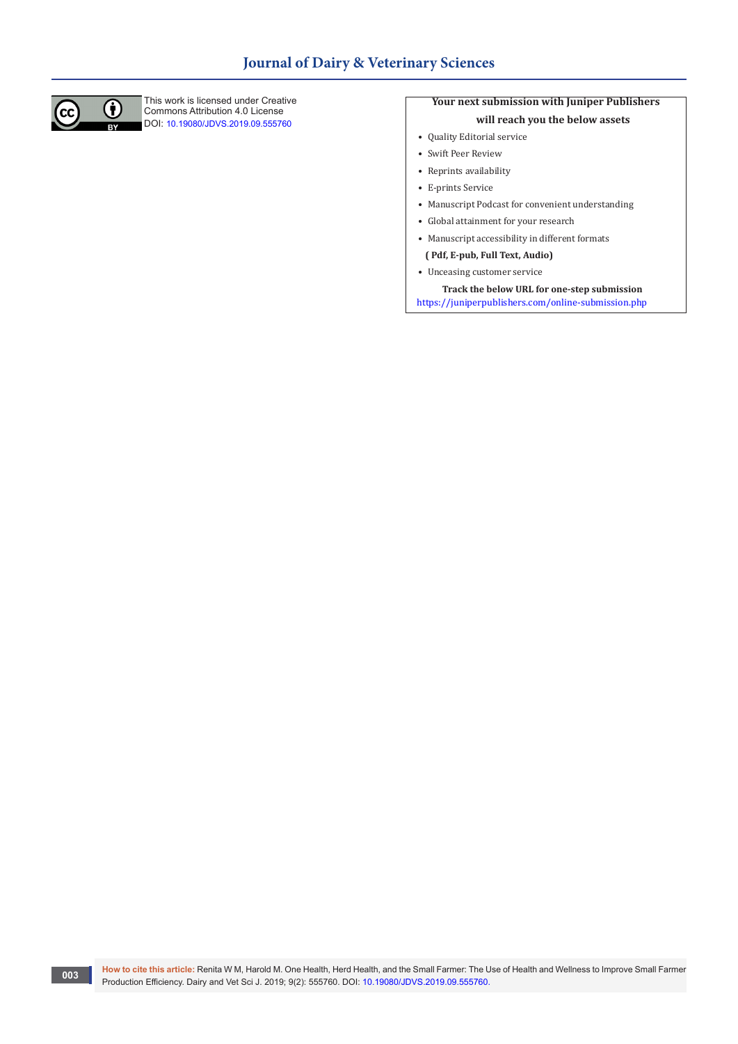This work is licensed under Creative Commons Attribution 4.0 License
DOI: 10.19080/JDVS.2019.09.555760

**Your next submission with Juniper Publishers will reach you the below assets**

- Quality Editorial service
- Swift Peer Review
- Reprints availability
- E-prints Service
- Manuscript Podcast for convenient understanding
- Global attainment for your research
- Manuscript accessibility in different formats

**( Pdf, E-pub, Full Text, Audio)**

- Unceasing customer service

**Track the below URL for one-step submission**
https://juniperpublishers.com/online-submission.php

**How to cite this article:** Renita W M, Harold M. One Health, Herd Health, and the Small Farmer: The Use of Health and Wellness to Improve Small Farmer Production Efficiency. Dairy and Vet Sci J. 2019; 9(2): 555760. DOI: 10.19080/JDVS.2019.09.555760.